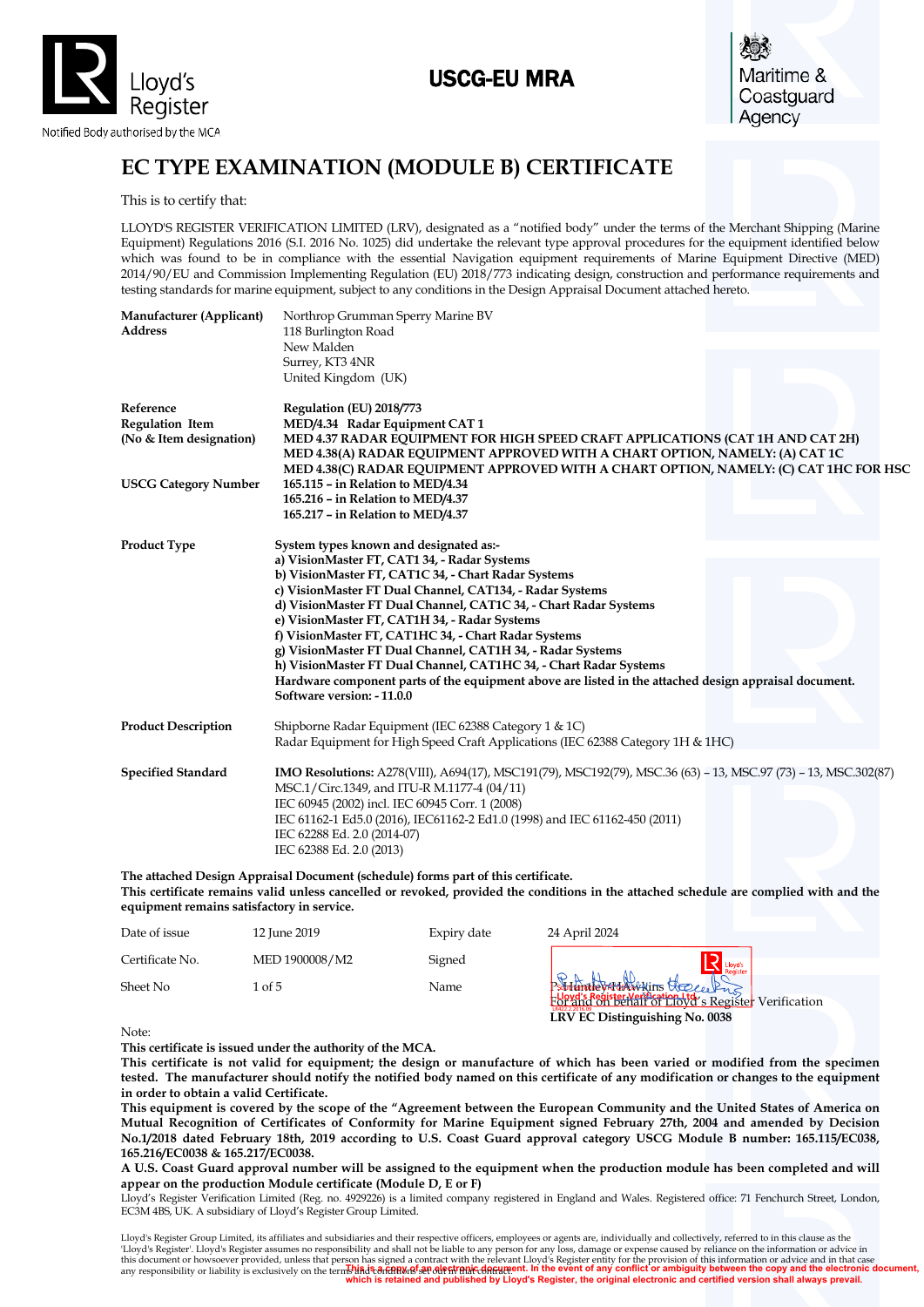Lloyd's Register

Notified Body authorised by the MCA

**USCG-EU MRA**

Maritime & Coastguard Agency

# EC TYPE EXAMINATION (MODULE B) CERTIFICATE

This is to certify that:

LLOYD'S REGISTER VERIFICATION LIMITED (LRV), designated as a "notified body" under the terms of the Merchant Shipping (Marine Equipment) Regulations 2016 (S.I. 2016 No. 1025) did undertake the relevant type approval procedures for the equipment identified below which was found to be in compliance with the essential Navigation equipment requirements of Marine Equipment Directive (MED) 2014/90/EU and Commission Implementing Regulation (EU) 2018/773 indicating design, construction and performance requirements and testing standards for marine equipment, subject to any conditions in the Design Appraisal Document attached hereto.

**Manufacturer (Applicant)** Northrop Grumman Sperry Marine BV
**Address** 118 Burlington Road
New Malden
Surrey, KT3 4NR
United Kingdom (UK)

**Reference** **Regulation (EU) 2018/773**
**Regulation Item** **MED/4.34 Radar Equipment CAT 1**
**(No & Item designation)** **MED 4.37 RADAR EQUIPMENT FOR HIGH SPEED CRAFT APPLICATIONS (CAT 1H AND CAT 2H)**
**MED 4.38(A) RADAR EQUIPMENT APPROVED WITH A CHART OPTION, NAMELY: (A) CAT 1C**
**MED 4.38(C) RADAR EQUIPMENT APPROVED WITH A CHART OPTION, NAMELY: (C) CAT 1HC FOR HSC**

**USCG Category Number** **165.115 – in Relation to MED/4.34**
**165.216 – in Relation to MED/4.37**
**165.217 – in Relation to MED/4.37**

**Product Type** **System types known and designated as:-**
**a) VisionMaster FT, CAT1 34, - Radar Systems**
**b) VisionMaster FT, CAT1C 34, - Chart Radar Systems**
**c) VisionMaster FT Dual Channel, CAT134, - Radar Systems**
**d) VisionMaster FT Dual Channel, CAT1C 34, - Chart Radar Systems**
**e) VisionMaster FT, CAT1H 34, - Radar Systems**
**f) VisionMaster FT, CAT1HC 34, - Chart Radar Systems**
**g) VisionMaster FT Dual Channel, CAT1H 34, - Radar Systems**
**h) VisionMaster FT Dual Channel, CAT1HC 34, - Chart Radar Systems**
**Hardware component parts of the equipment above are listed in the attached design appraisal document.**
**Software version: - 11.0.0**

**Product Description** Shipborne Radar Equipment (IEC 62388 Category 1 & 1C)
Radar Equipment for High Speed Craft Applications (IEC 62388 Category 1H & 1HC)

**Specified Standard** **IMO Resolutions:** A278(VIII), A694(17), MSC191(79), MSC192(79), MSC.36 (63) – 13, MSC.97 (73) – 13, MSC.302(87)
MSC.1/Circ.1349, and ITU-R M.1177-4 (04/11)
IEC 60945 (2002) incl. IEC 60945 Corr. 1 (2008)
IEC 61162-1 Ed5.0 (2016), IEC61162-2 Ed1.0 (1998) and IEC 61162-450 (2011)
IEC 62288 Ed. 2.0 (2014-07)
IEC 62388 Ed. 2.0 (2013)

**The attached Design Appraisal Document (schedule) forms part of this certificate.**
**This certificate remains valid unless cancelled or revoked, provided the conditions in the attached schedule are complied with and the equipment remains satisfactory in service.**

| | | | |
|---|---|---|---|
| Date of issue | 12 June 2019 | Expiry date | 24 April 2024 |
| Certificate No. | MED 1900008/M2 | Signed | |
| Sheet No | 1 of 5 | Name | P. Huntley-Hawkins For and on behalf of Lloyd's Register Verification |

**LRV EC Distinguishing No. 0038**

Note:
**This certificate is issued under the authority of the MCA.**
**This certificate is not valid for equipment; the design or manufacture of which has been varied or modified from the specimen tested. The manufacturer should notify the notified body named on this certificate of any modification or changes to the equipment in order to obtain a valid Certificate.**
**This equipment is covered by the scope of the "Agreement between the European Community and the United States of America on Mutual Recognition of Certificates of Conformity for Marine Equipment signed February 27th, 2004 and amended by Decision No.1/2018 dated February 18th, 2019 according to U.S. Coast Guard approval category USCG Module B number: 165.115/EC038, 165.216/EC0038 & 165.217/EC0038.**
**A U.S. Coast Guard approval number will be assigned to the equipment when the production module has been completed and will appear on the production Module certificate (Module D, E or F)**
Lloyd's Register Verification Limited (Reg. no. 4929226) is a limited company registered in England and Wales. Registered office: 71 Fenchurch Street, London, EC3M 4BS, UK. A subsidiary of Lloyd's Register Group Limited.

Lloyd's Register Group Limited, its affiliates and subsidiaries and their respective officers, employees or agents are, individually and collectively, referred to in this clause as the 'Lloyd's Register'. Lloyd's Register assumes no responsibility and shall not be liable to any person for any loss, damage or expense caused by reliance on the information or advice in this document or howsoever provided, unless that person has signed a contract with the relevant Lloyd's Register entity for the provision of this information or advice and in that case any responsibility or liability is exclusively on the terms and conditions set out in that contract.

**This is a copy of an electronic document. In the event of any conflict or ambiguity between the copy and the electronic document, which is retained and published by Lloyd's Register, the original electronic and certified version shall always prevail.**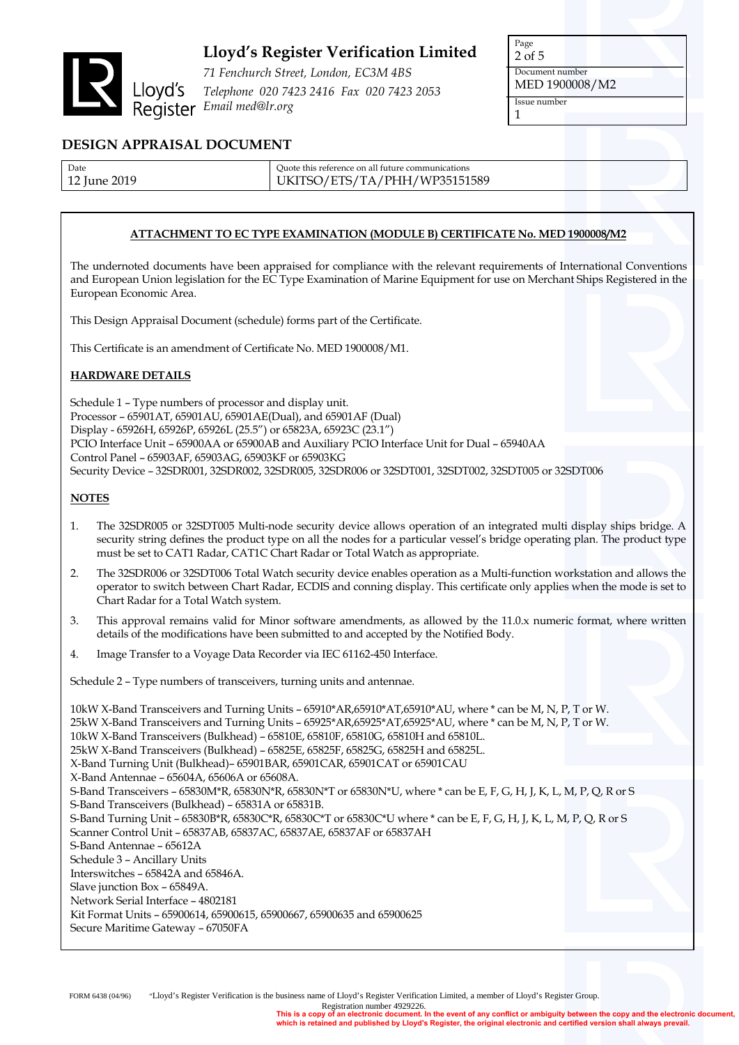# Lloyd's Register Verification Limited

*71 Fenchurch Street, London, EC3M 4BS*
*Telephone 020 7423 2416 Fax 020 7423 2053*
*Email med@lr.org*

| Page | Document number | Issue number |
|---|---|---|
| 2 of 5 | MED 1900008/M2 | 1 |

## DESIGN APPRAISAL DOCUMENT

| Date | Quote this reference on all future communications |
|---|---|
| 12 June 2019 | UKITSO/ETS/TA/PHH/WP35151589 |

**ATTACHMENT TO EC TYPE EXAMINATION (MODULE B) CERTIFICATE No. MED 1900008/M2**

The undernoted documents have been appraised for compliance with the relevant requirements of International Conventions and European Union legislation for the EC Type Examination of Marine Equipment for use on Merchant Ships Registered in the European Economic Area.

This Design Appraisal Document (schedule) forms part of the Certificate.

This Certificate is an amendment of Certificate No. MED 1900008/M1.

**HARDWARE DETAILS**

Schedule 1 – Type numbers of processor and display unit.
Processor – 65901AT, 65901AU, 65901AE(Dual), and 65901AF (Dual)
Display - 65926H, 65926P, 65926L (25.5") or 65823A, 65923C (23.1")
PCIO Interface Unit – 65900AA or 65900AB and Auxiliary PCIO Interface Unit for Dual – 65940AA
Control Panel – 65903AF, 65903AG, 65903KF or 65903KG
Security Device – 32SDR001, 32SDR002, 32SDR005, 32SDR006 or 32SDT001, 32SDT002, 32SDT005 or 32SDT006

**NOTES**

1. The 32SDR005 or 32SDT005 Multi-node security device allows operation of an integrated multi display ships bridge. A security string defines the product type on all the nodes for a particular vessel's bridge operating plan. The product type must be set to CAT1 Radar, CAT1C Chart Radar or Total Watch as appropriate.
2. The 32SDR006 or 32SDT006 Total Watch security device enables operation as a Multi-function workstation and allows the operator to switch between Chart Radar, ECDIS and conning display. This certificate only applies when the mode is set to Chart Radar for a Total Watch system.
3. This approval remains valid for Minor software amendments, as allowed by the 11.0.x numeric format, where written details of the modifications have been submitted to and accepted by the Notified Body.
4. Image Transfer to a Voyage Data Recorder via IEC 61162-450 Interface.

Schedule 2 – Type numbers of transceivers, turning units and antennae.

10kW X-Band Transceivers and Turning Units – 65910*AR,65910*AT,65910*AU, where * can be M, N, P, T or W.
25kW X-Band Transceivers and Turning Units – 65925*AR,65925*AT,65925*AU, where * can be M, N, P, T or W.
10kW X-Band Transceivers (Bulkhead) – 65810E, 65810F, 65810G, 65810H and 65810L.
25kW X-Band Transceivers (Bulkhead) – 65825E, 65825F, 65825G, 65825H and 65825L.
X-Band Turning Unit (Bulkhead)– 65901BAR, 65901CAR, 65901CAT or 65901CAU
X-Band Antennae – 65604A, 65606A or 65608A.
S-Band Transceivers – 65830M*R, 65830N*R, 65830N*T or 65830N*U, where * can be E, F, G, H, J, K, L, M, P, Q, R or S
S-Band Transceivers (Bulkhead) – 65831A or 65831B.
S-Band Turning Unit – 65830B*R, 65830C*R, 65830C*T or 65830C*U where * can be E, F, G, H, J, K, L, M, P, Q, R or S
Scanner Control Unit – 65837AB, 65837AC, 65837AE, 65837AF or 65837AH
S-Band Antennae – 65612A
Schedule 3 – Ancillary Units
Interswitches – 65842A and 65846A.
Slave junction Box – 65849A.
Network Serial Interface – 4802181
Kit Format Units – 65900614, 65900615, 65900667, 65900635 and 65900625
Secure Maritime Gateway – 67050FA

FORM 6438 (04/96) "Lloyd's Register Verification is the business name of Lloyd's Register Verification Limited, a member of Lloyd's Register Group. Registration number 4929226.

**This is a copy of an electronic document. In the event of any conflict or ambiguity between the copy and the electronic document, which is retained and published by Lloyd's Register, the original electronic and certified version shall always prevail.**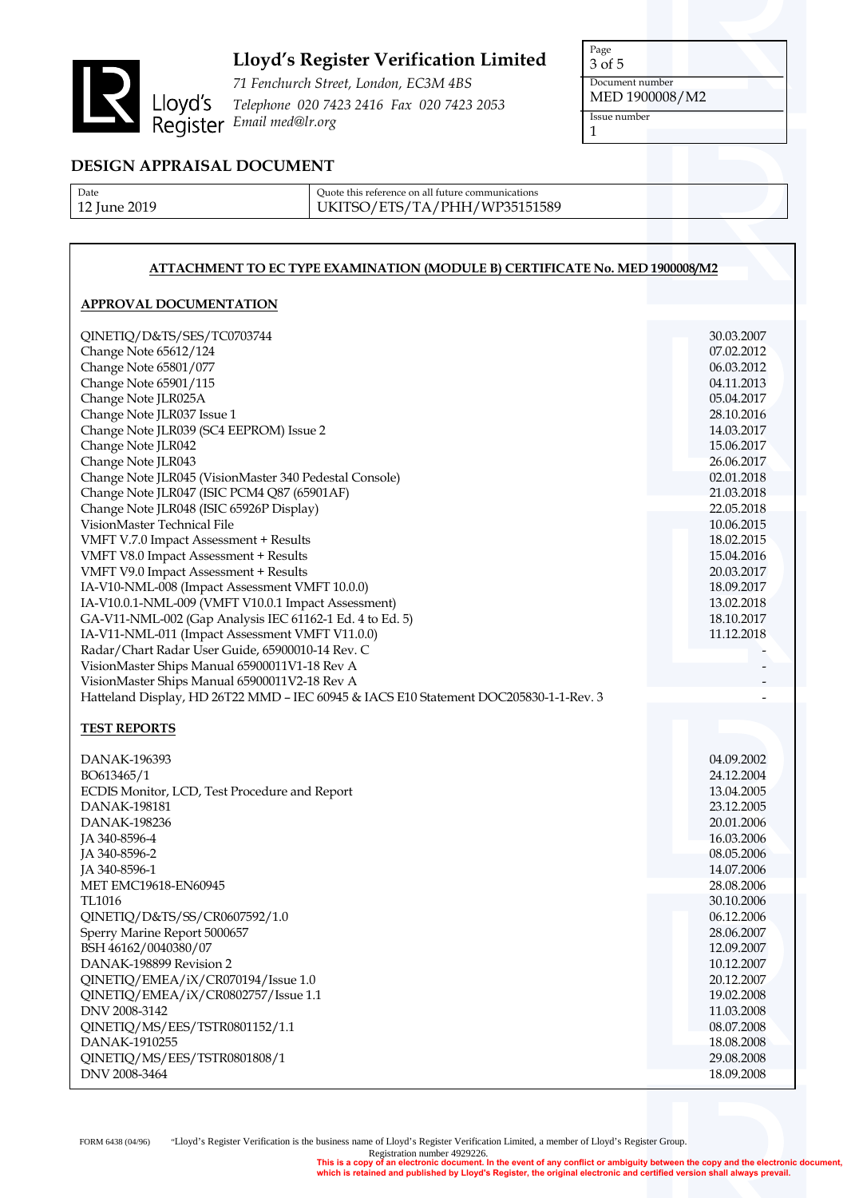# Lloyd's Register Verification Limited

*71 Fenchurch Street, London, EC3M 4BS*
*Telephone 020 7423 2416 Fax 020 7423 2053*
*Email med@lr.org*

| Document number | Issue number |
|---|---|
| MED 1900008/M2 | 1 |

## DESIGN APPRAISAL DOCUMENT

| Date | Quote this reference on all future communications |
|---|---|
| 12 June 2019 | UKITSO/ETS/TA/PHH/WP35151589 |

**ATTACHMENT TO EC TYPE EXAMINATION (MODULE B) CERTIFICATE No. MED 1900008/M2**

**APPROVAL DOCUMENTATION**

| Document | Date |
|---|---|
| QINETIQ/D&TS/SES/TC0703744 | 30.03.2007 |
| Change Note 65612/124 | 07.02.2012 |
| Change Note 65801/077 | 06.03.2012 |
| Change Note 65901/115 | 04.11.2013 |
| Change Note JLR025A | 05.04.2017 |
| Change Note JLR037 Issue 1 | 28.10.2016 |
| Change Note JLR039 (SC4 EEPROM) Issue 2 | 14.03.2017 |
| Change Note JLR042 | 15.06.2017 |
| Change Note JLR043 | 26.06.2017 |
| Change Note JLR045 (VisionMaster 340 Pedestal Console) | 02.01.2018 |
| Change Note JLR047 (ISIC PCM4 Q87 (65901AF) | 21.03.2018 |
| Change Note JLR048 (ISIC 65926P Display) | 22.05.2018 |
| VisionMaster Technical File | 10.06.2015 |
| VMFT V.7.0 Impact Assessment + Results | 18.02.2015 |
| VMFT V8.0 Impact Assessment + Results | 15.04.2016 |
| VMFT V9.0 Impact Assessment + Results | 20.03.2017 |
| IA-V10-NML-008 (Impact Assessment VMFT 10.0.0) | 18.09.2017 |
| IA-V10.0.1-NML-009 (VMFT V10.0.1 Impact Assessment) | 13.02.2018 |
| GA-V11-NML-002 (Gap Analysis IEC 61162-1 Ed. 4 to Ed. 5) | 18.10.2017 |
| IA-V11-NML-011 (Impact Assessment VMFT V11.0.0) | 11.12.2018 |
| Radar/Chart Radar User Guide, 65900010-14 Rev. C | - |
| VisionMaster Ships Manual 65900011V1-18 Rev A | - |
| VisionMaster Ships Manual 65900011V2-18 Rev A | - |
| Hatteland Display, HD 26T22 MMD – IEC 60945 & IACS E10 Statement DOC205830-1-1-Rev. 3 | - |

**TEST REPORTS**

| Report | Date |
|---|---|
| DANAK-196393 | 04.09.2002 |
| BO613465/1 | 24.12.2004 |
| ECDIS Monitor, LCD, Test Procedure and Report | 13.04.2005 |
| DANAK-198181 | 23.12.2005 |
| DANAK-198236 | 20.01.2006 |
| JA 340-8596-4 | 16.03.2006 |
| JA 340-8596-2 | 08.05.2006 |
| JA 340-8596-1 | 14.07.2006 |
| MET EMC19618-EN60945 | 28.08.2006 |
| TL1016 | 30.10.2006 |
| QINETIQ/D&TS/SS/CR0607592/1.0 | 06.12.2006 |
| Sperry Marine Report 5000657 | 28.06.2007 |
| BSH 46162/0040380/07 | 12.09.2007 |
| DANAK-198899 Revision 2 | 10.12.2007 |
| QINETIQ/EMEA/iX/CR070194/Issue 1.0 | 20.12.2007 |
| QINETIQ/EMEA/iX/CR0802757/Issue 1.1 | 19.02.2008 |
| DNV 2008-3142 | 11.03.2008 |
| QINETIQ/MS/EES/TSTR0801152/1.1 | 08.07.2008 |
| DANAK-1910255 | 18.08.2008 |
| QINETIQ/MS/EES/TSTR0801808/1 | 29.08.2008 |
| DNV 2008-3464 | 18.09.2008 |

FORM 6438 (04/96) "Lloyd's Register Verification is the business name of Lloyd's Register Verification Limited, a member of Lloyd's Register Group. Registration number 4929226.

**This is a copy of an electronic document. In the event of any conflict or ambiguity between the copy and the electronic document, which is retained and published by Lloyd's Register, the original electronic and certified version shall always prevail.**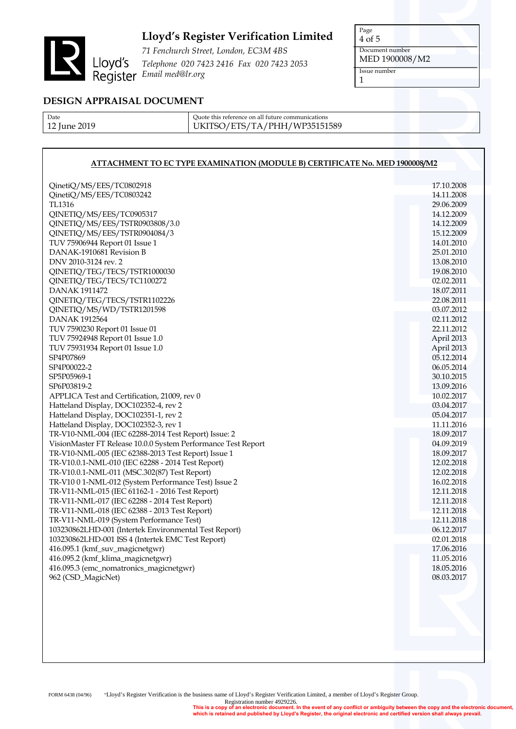**Lloyd's Register Verification Limited**

*71 Fenchurch Street, London, EC3M 4BS*
*Telephone 020 7423 2416 Fax 020 7423 2053*
*Email med@lr.org*

| Document number | Issue number |
|---|---|
| MED 1900008/M2 | 1 |

## DESIGN APPRAISAL DOCUMENT

| Date | Quote this reference on all future communications |
|---|---|
| 12 June 2019 | UKITSO/ETS/TA/PHH/WP35151589 |

**ATTACHMENT TO EC TYPE EXAMINATION (MODULE B) CERTIFICATE No. MED 1900008/M2**

| Document | Date |
|---|---|
| QinetiQ/MS/EES/TC0802918 | 17.10.2008 |
| QinetiQ/MS/EES/TC0803242 | 14.11.2008 |
| TL1316 | 29.06.2009 |
| QINETIQ/MS/EES/TC0905317 | 14.12.2009 |
| QINETIQ/MS/EES/TSTR0903808/3.0 | 14.12.2009 |
| QINETIQ/MS/EES/TSTR0904084/3 | 15.12.2009 |
| TUV 75906944 Report 01 Issue 1 | 14.01.2010 |
| DANAK-1910681 Revision B | 25.01.2010 |
| DNV 2010-3124 rev. 2 | 13.08.2010 |
| QINETIQ/TEG/TECS/TSTR1000030 | 19.08.2010 |
| QINETIQ/TEG/TECS/TC1100272 | 02.02.2011 |
| DANAK 1911472 | 18.07.2011 |
| QINETIQ/TEG/TECS/TSTR1102226 | 22.08.2011 |
| QINETIQ/MS/WD/TSTR1201598 | 03.07.2012 |
| DANAK 1912564 | 02.11.2012 |
| TUV 7590230 Report 01 Issue 01 | 22.11.2012 |
| TUV 75924948 Report 01 Issue 1.0 | April 2013 |
| TUV 75931934 Report 01 Issue 1.0 | April 2013 |
| SP4P07869 | 05.12.2014 |
| SP4P00022-2 | 06.05.2014 |
| SP5P05969-1 | 30.10.2015 |
| SP6P03819-2 | 13.09.2016 |
| APPLICA Test and Certification, 21009, rev 0 | 10.02.2017 |
| Hatteland Display, DOC102352-4, rev 2 | 03.04.2017 |
| Hatteland Display, DOC102351-1, rev 2 | 05.04.2017 |
| Hatteland Display, DOC102352-3, rev 1 | 11.11.2016 |
| TR-V10-NML-004 (IEC 62288-2014 Test Report) Issue: 2 | 18.09.2017 |
| VisionMaster FT Release 10.0.0 System Performance Test Report | 04.09.2019 |
| TR-V10-NML-005 (IEC 62388-2013 Test Report) Issue 1 | 18.09.2017 |
| TR-V10.0.1-NML-010 (IEC 62288 - 2014 Test Report) | 12.02.2018 |
| TR-V10.0.1-NML-011 (MSC.302(87) Test Report) | 12.02.2018 |
| TR-V10 0 1-NML-012 (System Performance Test) Issue 2 | 16.02.2018 |
| TR-V11-NML-015 (IEC 61162-1 - 2016 Test Report) | 12.11.2018 |
| TR-V11-NML-017 (IEC 62288 - 2014 Test Report) | 12.11.2018 |
| TR-V11-NML-018 (IEC 62388 - 2013 Test Report) | 12.11.2018 |
| TR-V11-NML-019 (System Performance Test) | 12.11.2018 |
| 103230862LHD-001 (Intertek Environmental Test Report) | 06.12.2017 |
| 103230862LHD-001 ISS 4 (Intertek EMC Test Report) | 02.01.2018 |
| 416.095.1 (kmf_suv_magicnetgwr) | 17.06.2016 |
| 416.095.2 (kmf_klima_magicnetgwr) | 11.05.2016 |
| 416.095.3 (emc_nomatronics_magicnetgwr) | 18.05.2016 |
| 962 (CSD_MagicNet) | 08.03.2017 |

FORM 6438 (04/96) "Lloyd's Register Verification is the business name of Lloyd's Register Verification Limited, a member of Lloyd's Register Group. Registration number 4929226.

**This is a copy of an electronic document. In the event of any conflict or ambiguity between the copy and the electronic document, which is retained and published by Lloyd's Register, the original electronic and certified version shall always prevail.**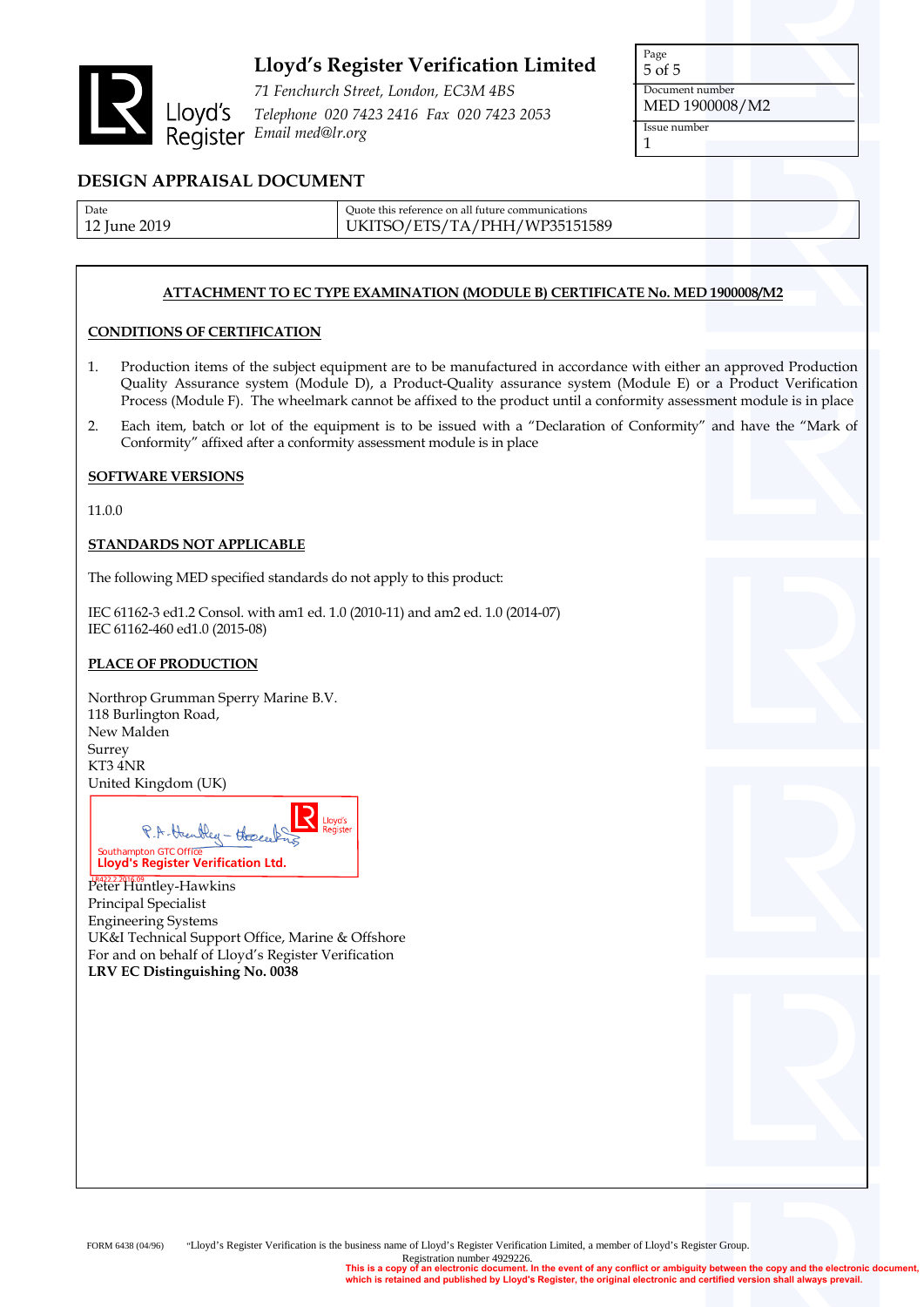**Lloyd's Register Verification Limited**

*71 Fenchurch Street, London, EC3M 4BS*
*Telephone 020 7423 2416 Fax 020 7423 2053*
*Email med@lr.org*

| Page | Document number | Issue number |
|---|---|---|
| 5 of 5 | MED 1900008/M2 | 1 |

## DESIGN APPRAISAL DOCUMENT

| Date | Quote this reference on all future communications |
|---|---|
| 12 June 2019 | UKITSO/ETS/TA/PHH/WP35151589 |

**ATTACHMENT TO EC TYPE EXAMINATION (MODULE B) CERTIFICATE No. MED 1900008/M2**

**CONDITIONS OF CERTIFICATION**

1. Production items of the subject equipment are to be manufactured in accordance with either an approved Production Quality Assurance system (Module D), a Product-Quality assurance system (Module E) or a Product Verification Process (Module F). The wheelmark cannot be affixed to the product until a conformity assessment module is in place
2. Each item, batch or lot of the equipment is to be issued with a "Declaration of Conformity" and have the "Mark of Conformity" affixed after a conformity assessment module is in place

**SOFTWARE VERSIONS**

11.0.0

**STANDARDS NOT APPLICABLE**

The following MED specified standards do not apply to this product:

IEC 61162-3 ed1.2 Consol. with am1 ed. 1.0 (2010-11) and am2 ed. 1.0 (2014-07)
IEC 61162-460 ed1.0 (2015-08)

**PLACE OF PRODUCTION**

Northrop Grumman Sperry Marine B.V.
118 Burlington Road,
New Malden
Surrey
KT3 4NR
United Kingdom (UK)

Southampton GTC Office
**Lloyd's Register Verification Ltd.**

Peter Huntley-Hawkins
Principal Specialist
Engineering Systems
UK&I Technical Support Office, Marine & Offshore
For and on behalf of Lloyd's Register Verification
**LRV EC Distinguishing No. 0038**

FORM 6438 (04/96) "Lloyd's Register Verification is the business name of Lloyd's Register Verification Limited, a member of Lloyd's Register Group. Registration number 4929226.

**This is a copy of an electronic document. In the event of any conflict or ambiguity between the copy and the electronic document, which is retained and published by Lloyd's Register, the original electronic and certified version shall always prevail.**